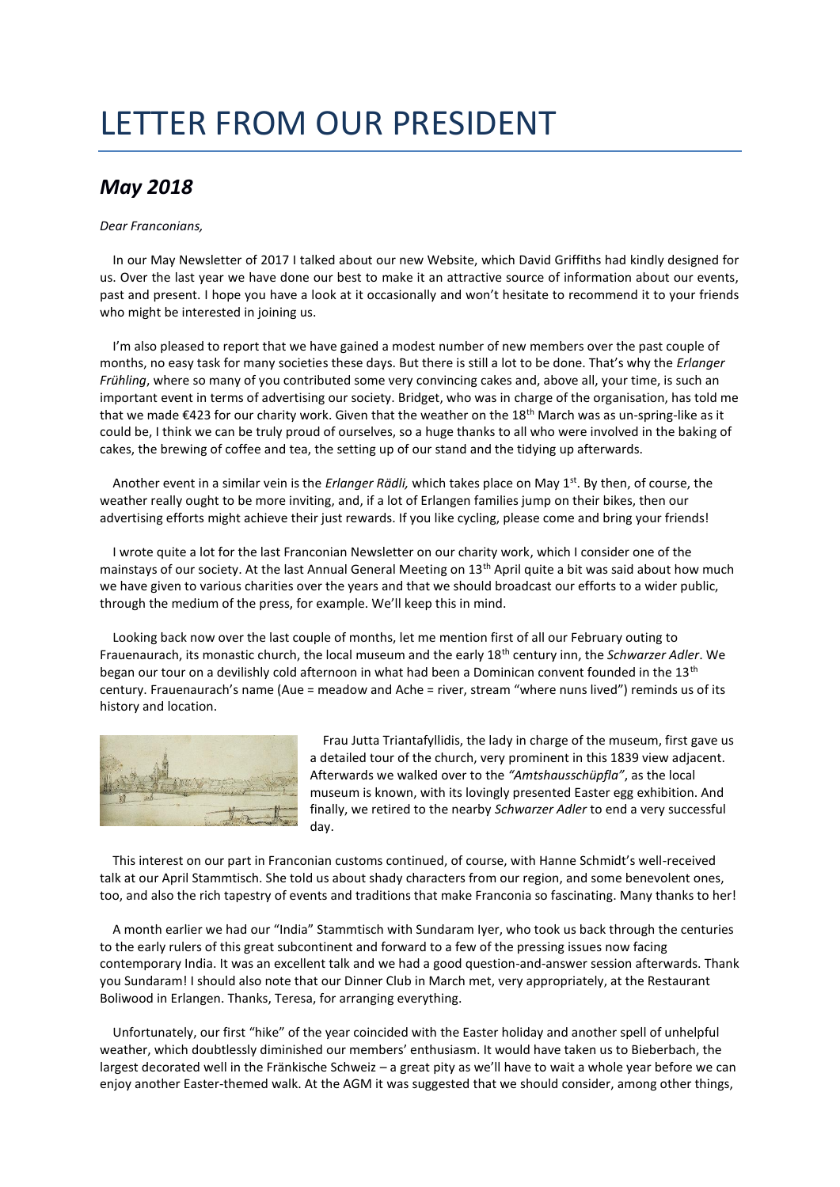# LETTER FROM OUR PRESIDENT

## *May 2018*

*Dear Franconians,*

In our May Newsletter of 2017 I talked about our new Website, which David Griffiths had kindly designed for us. Over the last year we have done our best to make it an attractive source of information about our events, past and present. I hope you have a look at it occasionally and won't hesitate to recommend it to your friends who might be interested in joining us.

I'm also pleased to report that we have gained a modest number of new members over the past couple of months, no easy task for many societies these days. But there is still a lot to be done. That's why the *Erlanger Frühling*, where so many of you contributed some very convincing cakes and, above all, your time, is such an important event in terms of advertising our society. Bridget, who was in charge of the organisation, has told me that we made €423 for our charity work. Given that the weather on the 18th March was as un-spring-like as it could be, I think we can be truly proud of ourselves, so a huge thanks to all who were involved in the baking of cakes, the brewing of coffee and tea, the setting up of our stand and the tidying up afterwards.

Another event in a similar vein is the *Erlanger Rädli,* which takes place on May 1st. By then, of course, the weather really ought to be more inviting, and, if a lot of Erlangen families jump on their bikes, then our advertising efforts might achieve their just rewards. If you like cycling, please come and bring your friends!

I wrote quite a lot for the last Franconian Newsletter on our charity work, which I consider one of the mainstays of our society. At the last Annual General Meeting on 13th April quite a bit was said about how much we have given to various charities over the years and that we should broadcast our efforts to a wider public, through the medium of the press, for example. We'll keep this in mind.

Looking back now over the last couple of months, let me mention first of all our February outing to Frauenaurach, its monastic church, the local museum and the early 18th century inn, the *Schwarzer Adler*. We began our tour on a devilishly cold afternoon in what had been a Dominican convent founded in the 13th century. Frauenaurach's name (Aue = meadow and Ache = river, stream "where nuns lived") reminds us of its history and location.

Frau Jutta Triantafyllidis, the lady in charge of the museum, first gave us a detailed tour of the church, very prominent in this 1839 view adjacent. Afterwards we walked over to the *"Amtshausschüpfla"*, as the local museum is known, with its lovingly presented Easter egg exhibition. And finally, we retired to the nearby *Schwarzer Adler* to end a very successful day.

This interest on our part in Franconian customs continued, of course, with Hanne Schmidt's well-received talk at our April Stammtisch. She told us about shady characters from our region, and some benevolent ones, too, and also the rich tapestry of events and traditions that make Franconia so fascinating. Many thanks to her!

A month earlier we had our "India" Stammtisch with Sundaram Iyer, who took us back through the centuries to the early rulers of this great subcontinent and forward to a few of the pressing issues now facing contemporary India. It was an excellent talk and we had a good question-and-answer session afterwards. Thank you Sundaram! I should also note that our Dinner Club in March met, very appropriately, at the Restaurant Boliwood in Erlangen. Thanks, Teresa, for arranging everything.

Unfortunately, our first "hike" of the year coincided with the Easter holiday and another spell of unhelpful weather, which doubtlessly diminished our members' enthusiasm. It would have taken us to Bieberbach, the largest decorated well in the Fränkische Schweiz – a great pity as we'll have to wait a whole year before we can enjoy another Easter-themed walk. At the AGM it was suggested that we should consider, among other things,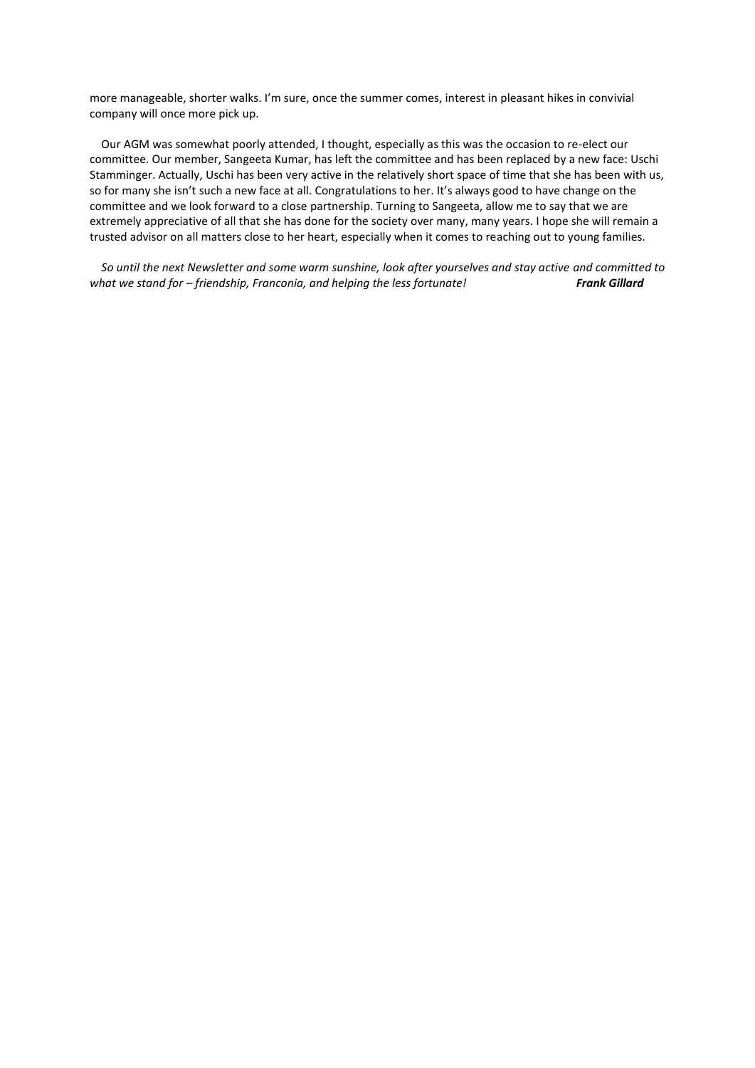more manageable, shorter walks. I'm sure, once the summer comes, interest in pleasant hikes in convivial company will once more pick up.

Our AGM was somewhat poorly attended, I thought, especially as this was the occasion to re-elect our committee. Our member, Sangeeta Kumar, has left the committee and has been replaced by a new face: Uschi Stamminger. Actually, Uschi has been very active in the relatively short space of time that she has been with us, so for many she isn't such a new face at all. Congratulations to her. It's always good to have change on the committee and we look forward to a close partnership. Turning to Sangeeta, allow me to say that we are extremely appreciative of all that she has done for the society over many, many years. I hope she will remain a trusted advisor on all matters close to her heart, especially when it comes to reaching out to young families.

*So until the next Newsletter and some warm sunshine, look after yourselves and stay active and committed to what we stand for – friendship, Franconia, and helping the less fortunate!* ***Frank Gillard***